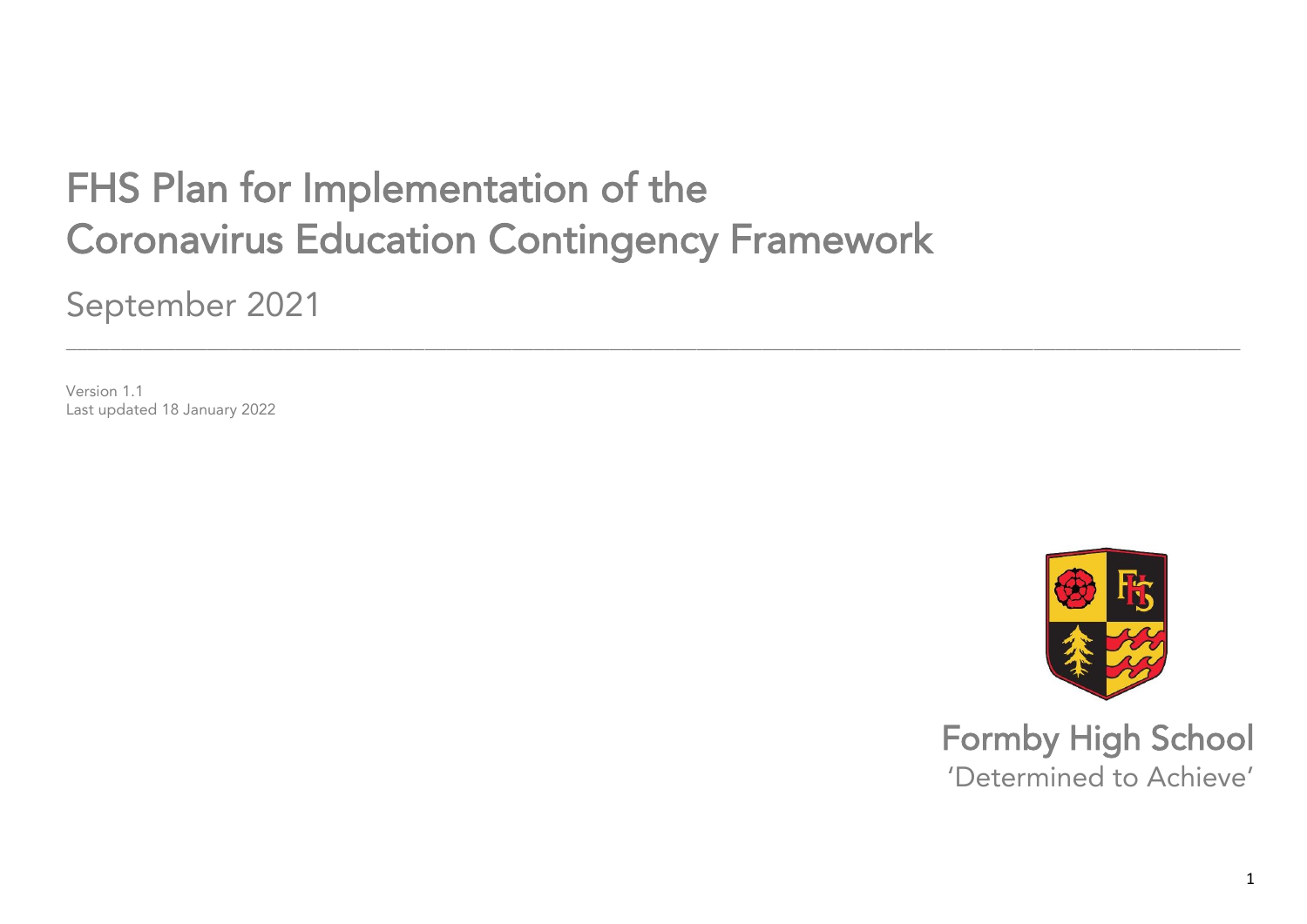# FHS Plan for Implementation of the Coronavirus Education Contingency Framework

## September 2021

---

Version 1.1
Last updated 18 January 2022

Formby High School
'Determined to Achieve'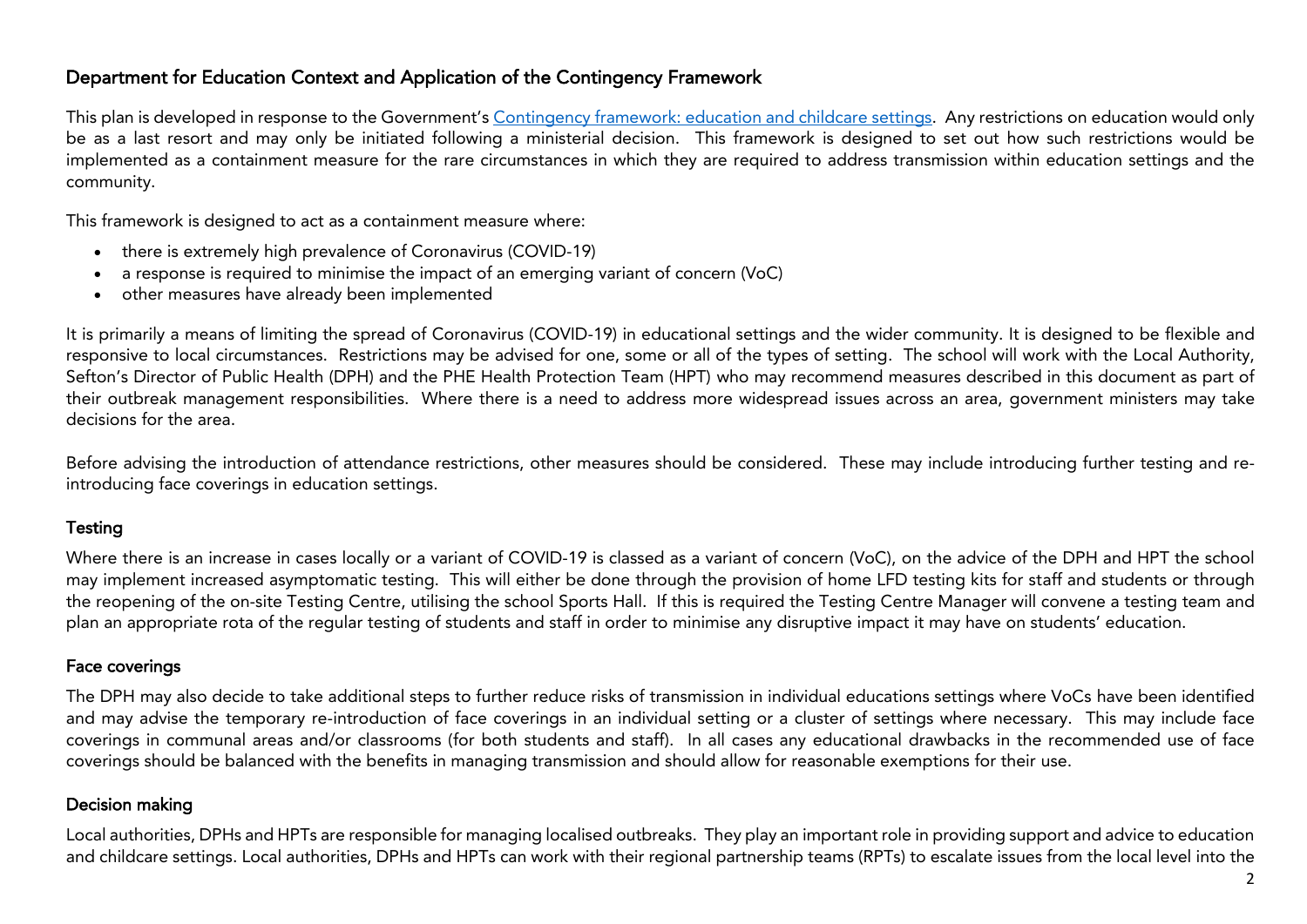## Department for Education Context and Application of the Contingency Framework

This plan is developed in response to the Government's Contingency framework: education and childcare settings. Any restrictions on education would only be as a last resort and may only be initiated following a ministerial decision. This framework is designed to set out how such restrictions would be implemented as a containment measure for the rare circumstances in which they are required to address transmission within education settings and the community.

This framework is designed to act as a containment measure where:

- there is extremely high prevalence of Coronavirus (COVID-19)
- a response is required to minimise the impact of an emerging variant of concern (VoC)
- other measures have already been implemented

It is primarily a means of limiting the spread of Coronavirus (COVID-19) in educational settings and the wider community. It is designed to be flexible and responsive to local circumstances. Restrictions may be advised for one, some or all of the types of setting. The school will work with the Local Authority, Sefton's Director of Public Health (DPH) and the PHE Health Protection Team (HPT) who may recommend measures described in this document as part of their outbreak management responsibilities. Where there is a need to address more widespread issues across an area, government ministers may take decisions for the area.

Before advising the introduction of attendance restrictions, other measures should be considered. These may include introducing further testing and re-introducing face coverings in education settings.

### Testing

Where there is an increase in cases locally or a variant of COVID-19 is classed as a variant of concern (VoC), on the advice of the DPH and HPT the school may implement increased asymptomatic testing. This will either be done through the provision of home LFD testing kits for staff and students or through the reopening of the on-site Testing Centre, utilising the school Sports Hall. If this is required the Testing Centre Manager will convene a testing team and plan an appropriate rota of the regular testing of students and staff in order to minimise any disruptive impact it may have on students' education.

### Face coverings

The DPH may also decide to take additional steps to further reduce risks of transmission in individual educations settings where VoCs have been identified and may advise the temporary re-introduction of face coverings in an individual setting or a cluster of settings where necessary. This may include face coverings in communal areas and/or classrooms (for both students and staff). In all cases any educational drawbacks in the recommended use of face coverings should be balanced with the benefits in managing transmission and should allow for reasonable exemptions for their use.

### Decision making

Local authorities, DPHs and HPTs are responsible for managing localised outbreaks. They play an important role in providing support and advice to education and childcare settings. Local authorities, DPHs and HPTs can work with their regional partnership teams (RPTs) to escalate issues from the local level into the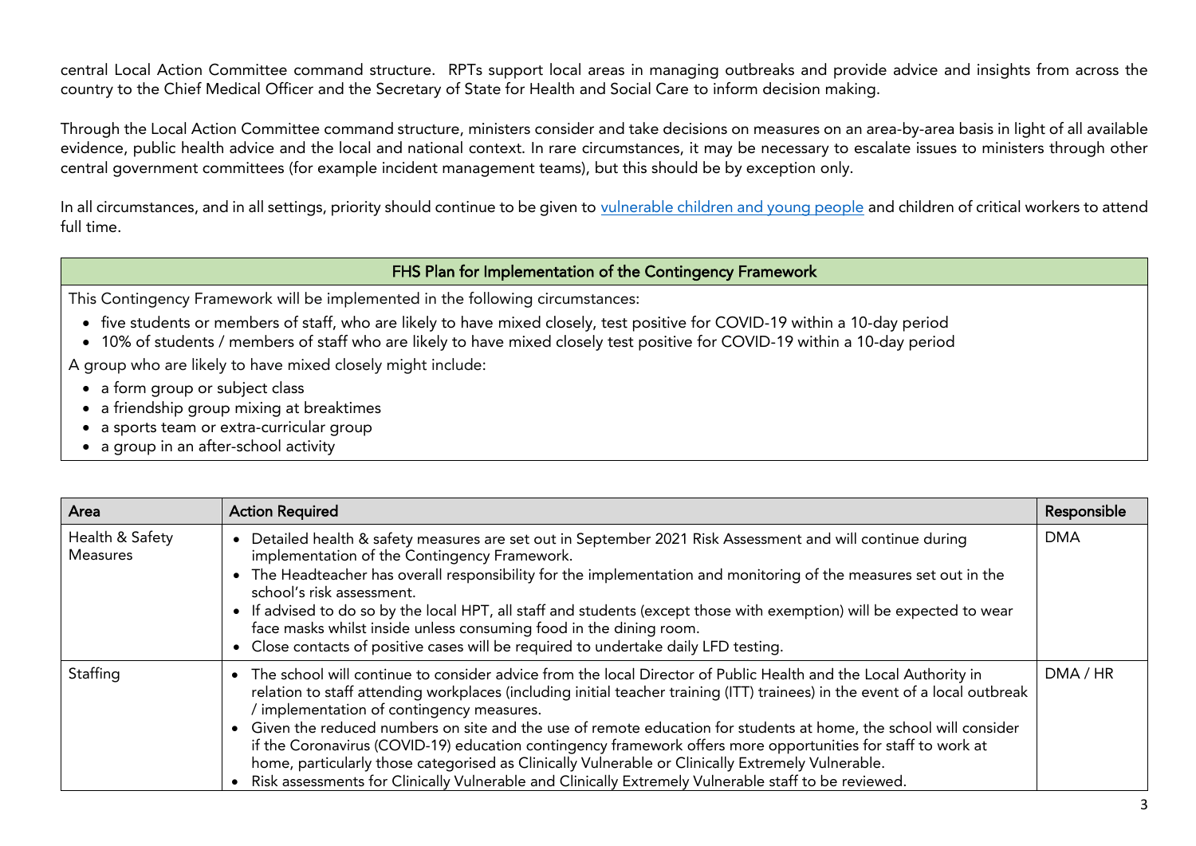central Local Action Committee command structure. RPTs support local areas in managing outbreaks and provide advice and insights from across the country to the Chief Medical Officer and the Secretary of State for Health and Social Care to inform decision making.

Through the Local Action Committee command structure, ministers consider and take decisions on measures on an area-by-area basis in light of all available evidence, public health advice and the local and national context. In rare circumstances, it may be necessary to escalate issues to ministers through other central government committees (for example incident management teams), but this should be by exception only.

In all circumstances, and in all settings, priority should continue to be given to vulnerable children and young people and children of critical workers to attend full time.

| FHS Plan for Implementation of the Contingency Framework |
|---|
| This Contingency Framework will be implemented in the following circumstances:<br>• five students or members of staff, who are likely to have mixed closely, test positive for COVID-19 within a 10-day period<br>• 10% of students / members of staff who are likely to have mixed closely test positive for COVID-19 within a 10-day period<br>A group who are likely to have mixed closely might include:<br>• a form group or subject class<br>• a friendship group mixing at breaktimes<br>• a sports team or extra-curricular group<br>• a group in an after-school activity |

| Area | Action Required | Responsible |
|---|---|---|
| Health & Safety Measures | • Detailed health & safety measures are set out in September 2021 Risk Assessment and will continue during implementation of the Contingency Framework.<br>• The Headteacher has overall responsibility for the implementation and monitoring of the measures set out in the school's risk assessment.<br>• If advised to do so by the local HPT, all staff and students (except those with exemption) will be expected to wear face masks whilst inside unless consuming food in the dining room.<br>• Close contacts of positive cases will be required to undertake daily LFD testing. | DMA |
| Staffing | • The school will continue to consider advice from the local Director of Public Health and the Local Authority in relation to staff attending workplaces (including initial teacher training (ITT) trainees) in the event of a local outbreak / implementation of contingency measures.<br>• Given the reduced numbers on site and the use of remote education for students at home, the school will consider if the Coronavirus (COVID-19) education contingency framework offers more opportunities for staff to work at home, particularly those categorised as Clinically Vulnerable or Clinically Extremely Vulnerable.<br>• Risk assessments for Clinically Vulnerable and Clinically Extremely Vulnerable staff to be reviewed. | DMA / HR |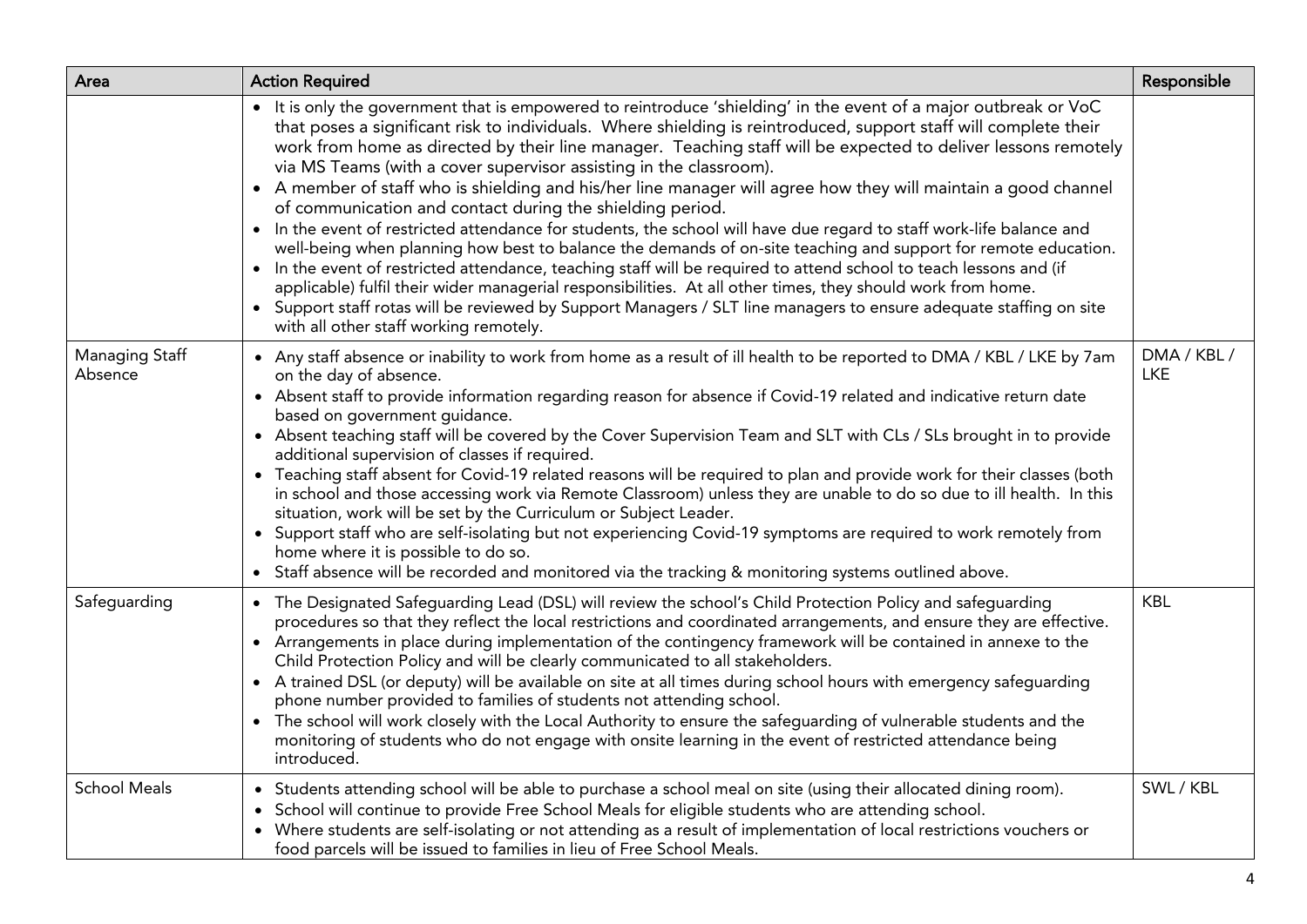| Area | Action Required | Responsible |
|---|---|---|
| | • It is only the government that is empowered to reintroduce 'shielding' in the event of a major outbreak or VoC that poses a significant risk to individuals. Where shielding is reintroduced, support staff will complete their work from home as directed by their line manager. Teaching staff will be expected to deliver lessons remotely via MS Teams (with a cover supervisor assisting in the classroom).<br>• A member of staff who is shielding and his/her line manager will agree how they will maintain a good channel of communication and contact during the shielding period.<br>• In the event of restricted attendance for students, the school will have due regard to staff work-life balance and well-being when planning how best to balance the demands of on-site teaching and support for remote education.<br>• In the event of restricted attendance, teaching staff will be required to attend school to teach lessons and (if applicable) fulfil their wider managerial responsibilities. At all other times, they should work from home.<br>• Support staff rotas will be reviewed by Support Managers / SLT line managers to ensure adequate staffing on site with all other staff working remotely. | |
| Managing Staff Absence | • Any staff absence or inability to work from home as a result of ill health to be reported to DMA / KBL / LKE by 7am on the day of absence.<br>• Absent staff to provide information regarding reason for absence if Covid-19 related and indicative return date based on government guidance.<br>• Absent teaching staff will be covered by the Cover Supervision Team and SLT with CLs / SLs brought in to provide additional supervision of classes if required.<br>• Teaching staff absent for Covid-19 related reasons will be required to plan and provide work for their classes (both in school and those accessing work via Remote Classroom) unless they are unable to do so due to ill health. In this situation, work will be set by the Curriculum or Subject Leader.<br>• Support staff who are self-isolating but not experiencing Covid-19 symptoms are required to work remotely from home where it is possible to do so.<br>• Staff absence will be recorded and monitored via the tracking & monitoring systems outlined above. | DMA / KBL / LKE |
| Safeguarding | • The Designated Safeguarding Lead (DSL) will review the school's Child Protection Policy and safeguarding procedures so that they reflect the local restrictions and coordinated arrangements, and ensure they are effective.<br>• Arrangements in place during implementation of the contingency framework will be contained in annexe to the Child Protection Policy and will be clearly communicated to all stakeholders.<br>• A trained DSL (or deputy) will be available on site at all times during school hours with emergency safeguarding phone number provided to families of students not attending school.<br>• The school will work closely with the Local Authority to ensure the safeguarding of vulnerable students and the monitoring of students who do not engage with onsite learning in the event of restricted attendance being introduced. | KBL |
| School Meals | • Students attending school will be able to purchase a school meal on site (using their allocated dining room).<br>• School will continue to provide Free School Meals for eligible students who are attending school.<br>• Where students are self-isolating or not attending as a result of implementation of local restrictions vouchers or food parcels will be issued to families in lieu of Free School Meals. | SWL / KBL |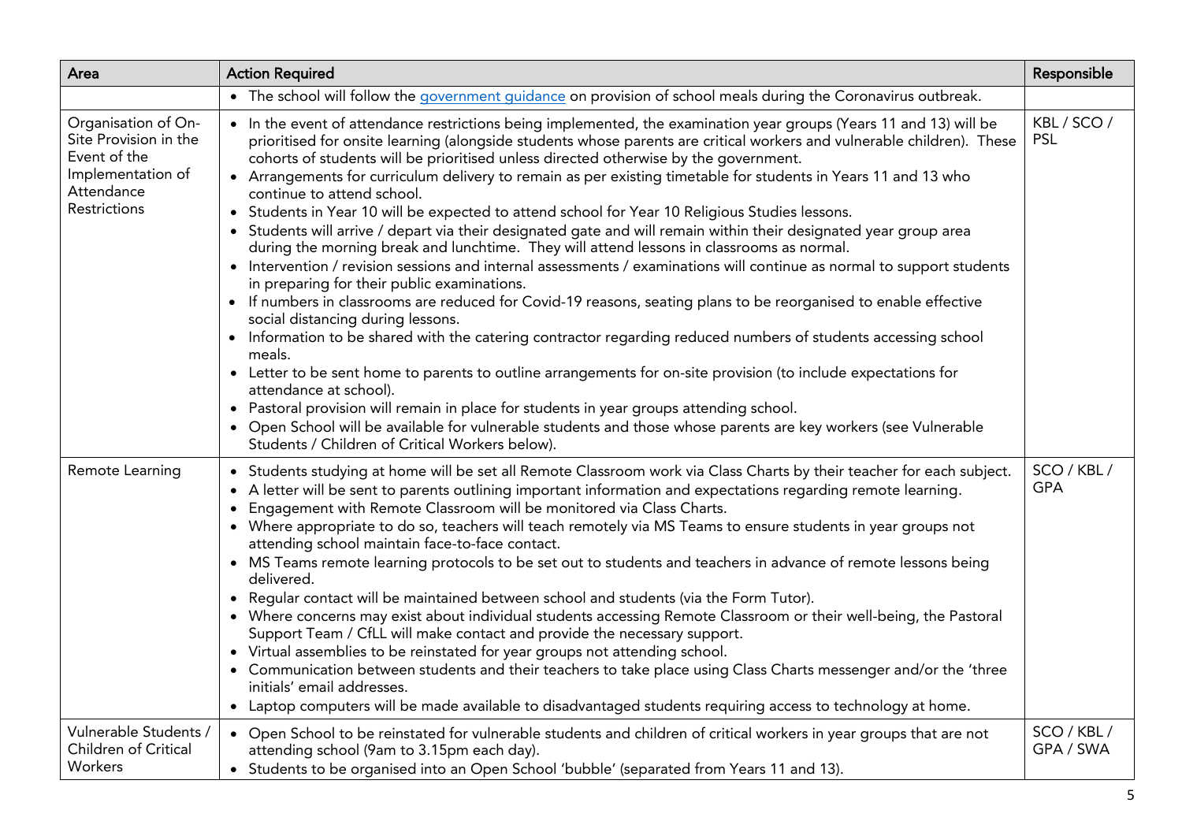| Area | Action Required | Responsible |
|---|---|---|
| | • The school will follow the government guidance on provision of school meals during the Coronavirus outbreak. | |
| Organisation of On-Site Provision in the Event of the Implementation of Attendance Restrictions | • In the event of attendance restrictions being implemented, the examination year groups (Years 11 and 13) will be prioritised for onsite learning (alongside students whose parents are critical workers and vulnerable children). These cohorts of students will be prioritised unless directed otherwise by the government.<br>• Arrangements for curriculum delivery to remain as per existing timetable for students in Years 11 and 13 who continue to attend school.<br>• Students in Year 10 will be expected to attend school for Year 10 Religious Studies lessons.<br>• Students will arrive / depart via their designated gate and will remain within their designated year group area during the morning break and lunchtime. They will attend lessons in classrooms as normal.<br>• Intervention / revision sessions and internal assessments / examinations will continue as normal to support students in preparing for their public examinations.<br>• If numbers in classrooms are reduced for Covid-19 reasons, seating plans to be reorganised to enable effective social distancing during lessons.<br>• Information to be shared with the catering contractor regarding reduced numbers of students accessing school meals.<br>• Letter to be sent home to parents to outline arrangements for on-site provision (to include expectations for attendance at school).<br>• Pastoral provision will remain in place for students in year groups attending school.<br>• Open School will be available for vulnerable students and those whose parents are key workers (see Vulnerable Students / Children of Critical Workers below). | KBL / SCO / PSL |
| Remote Learning | • Students studying at home will be set all Remote Classroom work via Class Charts by their teacher for each subject.<br>• A letter will be sent to parents outlining important information and expectations regarding remote learning.<br>• Engagement with Remote Classroom will be monitored via Class Charts.<br>• Where appropriate to do so, teachers will teach remotely via MS Teams to ensure students in year groups not attending school maintain face-to-face contact.<br>• MS Teams remote learning protocols to be set out to students and teachers in advance of remote lessons being delivered.<br>• Regular contact will be maintained between school and students (via the Form Tutor).<br>• Where concerns may exist about individual students accessing Remote Classroom or their well-being, the Pastoral Support Team / CfLL will make contact and provide the necessary support.<br>• Virtual assemblies to be reinstated for year groups not attending school.<br>• Communication between students and their teachers to take place using Class Charts messenger and/or the 'three initials' email addresses.<br>• Laptop computers will be made available to disadvantaged students requiring access to technology at home. | SCO / KBL / GPA |
| Vulnerable Students / Children of Critical Workers | • Open School to be reinstated for vulnerable students and children of critical workers in year groups that are not attending school (9am to 3.15pm each day).<br>• Students to be organised into an Open School 'bubble' (separated from Years 11 and 13). | SCO / KBL / GPA / SWA |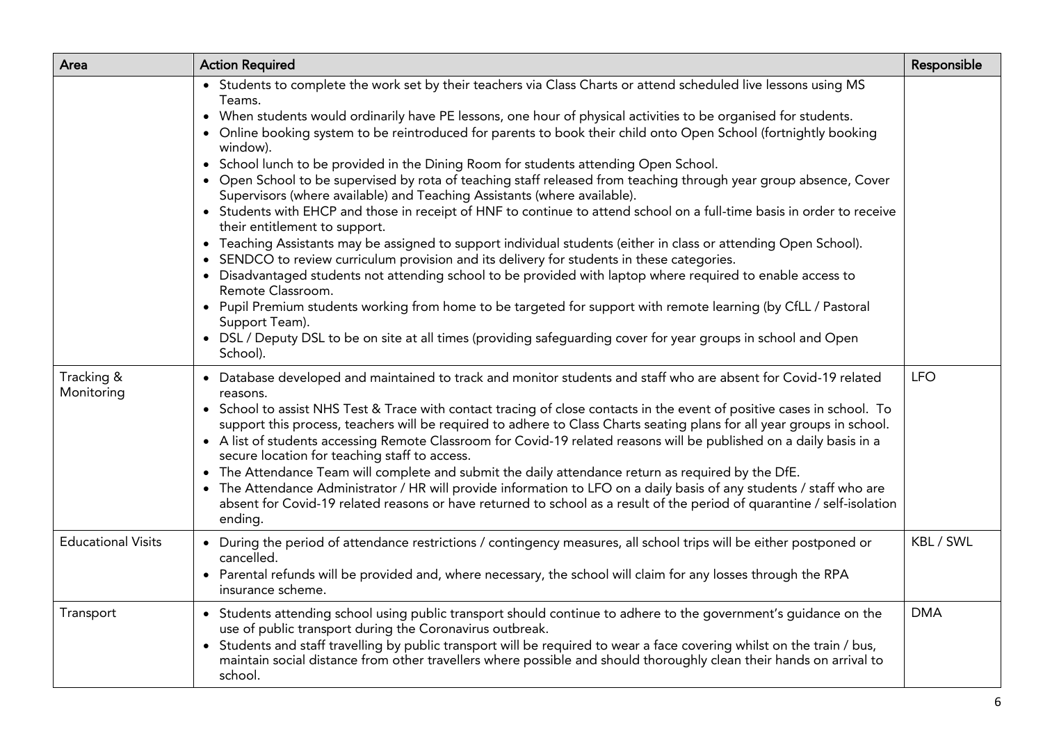| Area | Action Required | Responsible |
|---|---|---|
| | • Students to complete the work set by their teachers via Class Charts or attend scheduled live lessons using MS Teams.<br>• When students would ordinarily have PE lessons, one hour of physical activities to be organised for students.<br>• Online booking system to be reintroduced for parents to book their child onto Open School (fortnightly booking window).<br>• School lunch to be provided in the Dining Room for students attending Open School.<br>• Open School to be supervised by rota of teaching staff released from teaching through year group absence, Cover Supervisors (where available) and Teaching Assistants (where available).<br>• Students with EHCP and those in receipt of HNF to continue to attend school on a full-time basis in order to receive their entitlement to support.<br>• Teaching Assistants may be assigned to support individual students (either in class or attending Open School).<br>• SENDCO to review curriculum provision and its delivery for students in these categories.<br>• Disadvantaged students not attending school to be provided with laptop where required to enable access to Remote Classroom.<br>• Pupil Premium students working from home to be targeted for support with remote learning (by CfLL / Pastoral Support Team).<br>• DSL / Deputy DSL to be on site at all times (providing safeguarding cover for year groups in school and Open School). | |
| Tracking & Monitoring | • Database developed and maintained to track and monitor students and staff who are absent for Covid-19 related reasons.<br>• School to assist NHS Test & Trace with contact tracing of close contacts in the event of positive cases in school. To support this process, teachers will be required to adhere to Class Charts seating plans for all year groups in school.<br>• A list of students accessing Remote Classroom for Covid-19 related reasons will be published on a daily basis in a secure location for teaching staff to access.<br>• The Attendance Team will complete and submit the daily attendance return as required by the DfE.<br>• The Attendance Administrator / HR will provide information to LFO on a daily basis of any students / staff who are absent for Covid-19 related reasons or have returned to school as a result of the period of quarantine / self-isolation ending. | LFO |
| Educational Visits | • During the period of attendance restrictions / contingency measures, all school trips will be either postponed or cancelled.<br>• Parental refunds will be provided and, where necessary, the school will claim for any losses through the RPA insurance scheme. | KBL / SWL |
| Transport | • Students attending school using public transport should continue to adhere to the government's guidance on the use of public transport during the Coronavirus outbreak.<br>• Students and staff travelling by public transport will be required to wear a face covering whilst on the train / bus, maintain social distance from other travellers where possible and should thoroughly clean their hands on arrival to school. | DMA |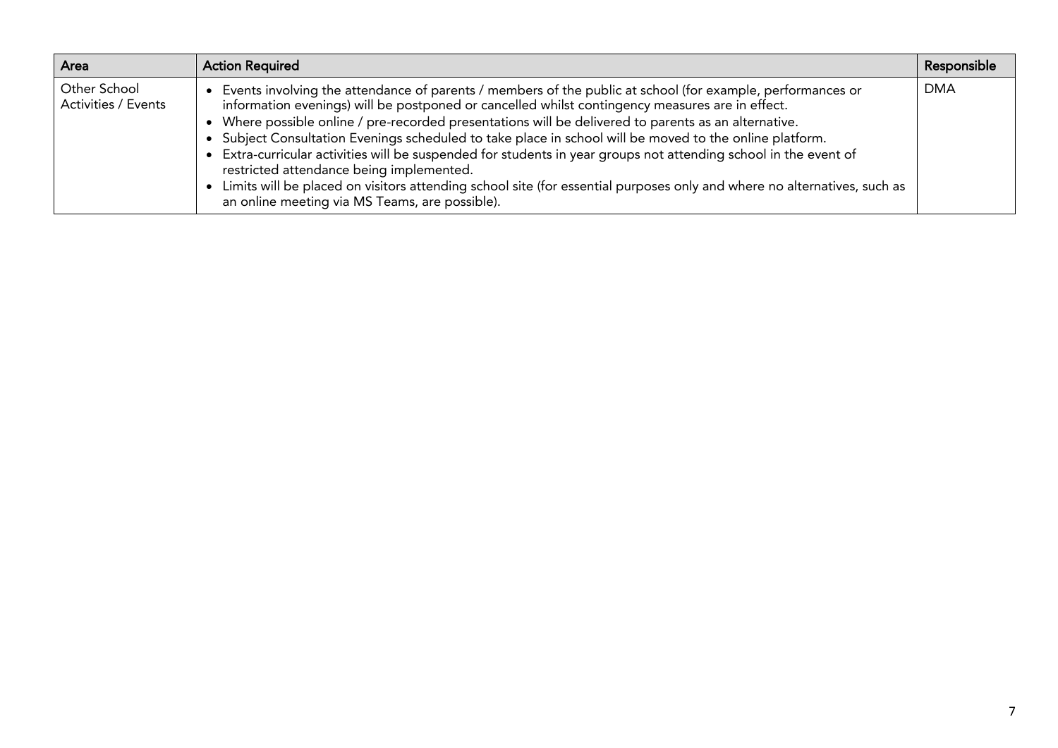| Area | Action Required | Responsible |
|---|---|---|
| Other School Activities / Events | • Events involving the attendance of parents / members of the public at school (for example, performances or information evenings) will be postponed or cancelled whilst contingency measures are in effect.<br>• Where possible online / pre-recorded presentations will be delivered to parents as an alternative.<br>• Subject Consultation Evenings scheduled to take place in school will be moved to the online platform.<br>• Extra-curricular activities will be suspended for students in year groups not attending school in the event of restricted attendance being implemented.<br>• Limits will be placed on visitors attending school site (for essential purposes only and where no alternatives, such as an online meeting via MS Teams, are possible). | DMA |